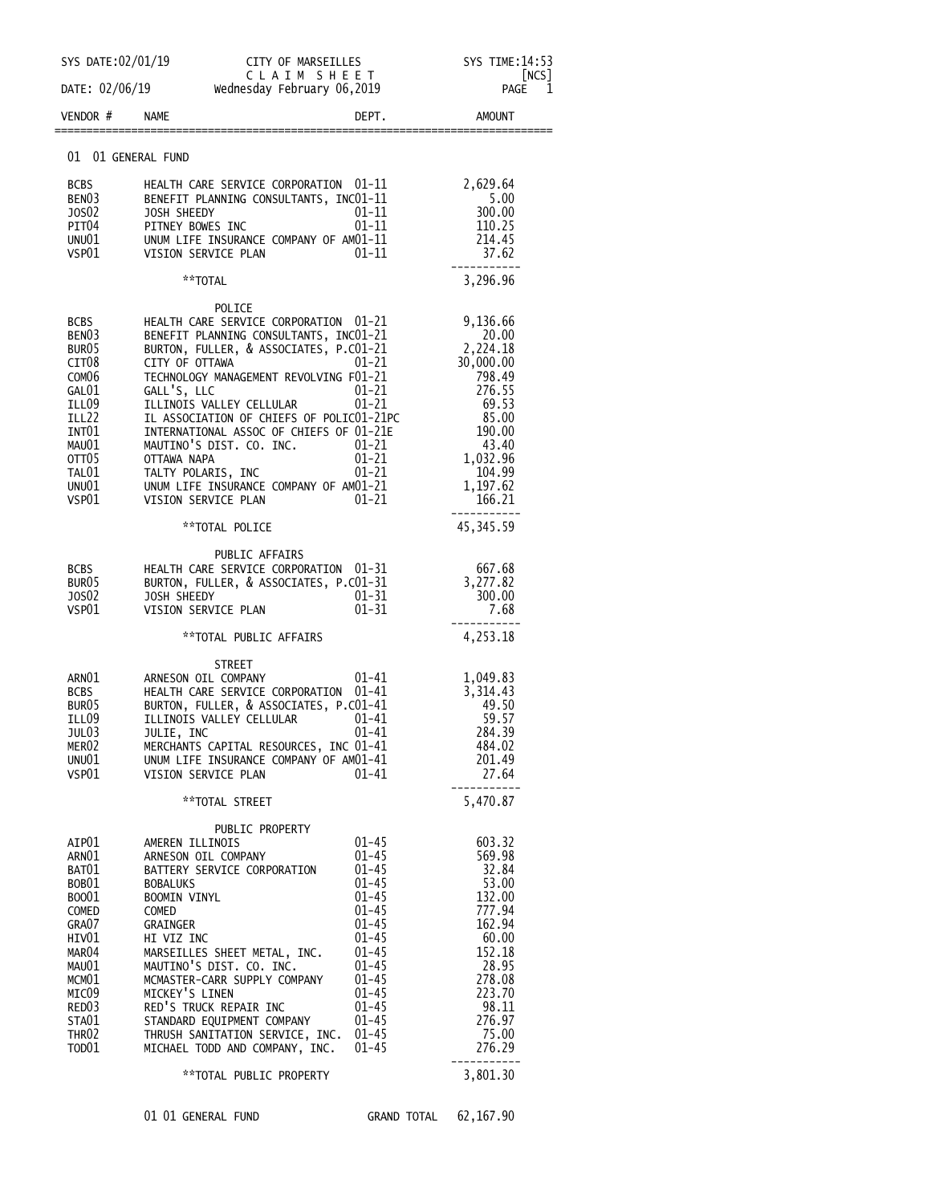SYS DATE:02/01/19 CITY OF MARSEILLES SYS TIME:14:53

C L A I M S H E E T [NCS]

DATE: 02/06/19 Wednesday February 06,2019

| VENDOR # | NAME | DEPT. | AMOUNT |
|---|---|---|---|
| **01 01 GENERAL FUND** | | | |
| BCBS | HEALTH CARE SERVICE CORPORATION | 01-11 | 2,629.64 |
| BEN03 | BENEFIT PLANNING CONSULTANTS, INC | 01-11 | 5.00 |
| JOS02 | JOSH SHEEDY | 01-11 | 300.00 |
| PIT04 | PITNEY BOWES INC | 01-11 | 110.25 |
| UNU01 | UNUM LIFE INSURANCE COMPANY OF AM | 01-11 | 214.45 |
| VSP01 | VISION SERVICE PLAN | 01-11 | 37.62 |
| | **TOTAL | | 3,296.96 |
| | POLICE | | |
| BCBS | HEALTH CARE SERVICE CORPORATION | 01-21 | 9,136.66 |
| BEN03 | BENEFIT PLANNING CONSULTANTS, INC | 01-21 | 20.00 |
| BUR05 | BURTON, FULLER, & ASSOCIATES, P.C | 01-21 | 2,224.18 |
| CIT08 | CITY OF OTTAWA | 01-21 | 30,000.00 |
| COM06 | TECHNOLOGY MANAGEMENT REVOLVING F | 01-21 | 798.49 |
| GAL01 | GALL'S, LLC | 01-21 | 276.55 |
| ILL09 | ILLINOIS VALLEY CELLULAR | 01-21 | 69.53 |
| ILL22 | IL ASSOCIATION OF CHIEFS OF POLIC | 01-21PC | 85.00 |
| INT01 | INTERNATIONAL ASSOC OF CHIEFS OF | 01-21E | 190.00 |
| MAU01 | MAUTINO'S DIST. CO. INC. | 01-21 | 43.40 |
| OTT05 | OTTAWA NAPA | 01-21 | 1,032.96 |
| TAL01 | TALTY POLARIS, INC | 01-21 | 104.99 |
| UNU01 | UNUM LIFE INSURANCE COMPANY OF AM | 01-21 | 1,197.62 |
| VSP01 | VISION SERVICE PLAN | 01-21 | 166.21 |
| | **TOTAL POLICE | | 45,345.59 |
| | PUBLIC AFFAIRS | | |
| BCBS | HEALTH CARE SERVICE CORPORATION | 01-31 | 667.68 |
| BUR05 | BURTON, FULLER, & ASSOCIATES, P.C | 01-31 | 3,277.82 |
| JOS02 | JOSH SHEEDY | 01-31 | 300.00 |
| VSP01 | VISION SERVICE PLAN | 01-31 | 7.68 |
| | **TOTAL PUBLIC AFFAIRS | | 4,253.18 |
| | STREET | | |
| ARN01 | ARNESON OIL COMPANY | 01-41 | 1,049.83 |
| BCBS | HEALTH CARE SERVICE CORPORATION | 01-41 | 3,314.43 |
| BUR05 | BURTON, FULLER, & ASSOCIATES, P.C | 01-41 | 49.50 |
| ILL09 | ILLINOIS VALLEY CELLULAR | 01-41 | 59.57 |
| JUL03 | JULIE, INC | 01-41 | 284.39 |
| MER02 | MERCHANTS CAPITAL RESOURCES, INC | 01-41 | 484.02 |
| UNU01 | UNUM LIFE INSURANCE COMPANY OF AM | 01-41 | 201.49 |
| VSP01 | VISION SERVICE PLAN | 01-41 | 27.64 |
| | **TOTAL STREET | | 5,470.87 |
| | PUBLIC PROPERTY | | |
| AIP01 | AMEREN ILLINOIS | 01-45 | 603.32 |
| ARN01 | ARNESON OIL COMPANY | 01-45 | 569.98 |
| BAT01 | BATTERY SERVICE CORPORATION | 01-45 | 32.84 |
| BOB01 | BOBALUKS | 01-45 | 53.00 |
| BOO01 | BOOMIN VINYL | 01-45 | 132.00 |
| COMED | COMED | 01-45 | 777.94 |
| GRA07 | GRAINGER | 01-45 | 162.94 |
| HIV01 | HI VIZ INC | 01-45 | 60.00 |
| MAR04 | MARSEILLES SHEET METAL, INC. | 01-45 | 152.18 |
| MAU01 | MAUTINO'S DIST. CO. INC. | 01-45 | 28.95 |
| MCM01 | MCMASTER-CARR SUPPLY COMPANY | 01-45 | 278.08 |
| MIC09 | MICKEY'S LINEN | 01-45 | 223.70 |
| RED03 | RED'S TRUCK REPAIR INC | 01-45 | 98.11 |
| STA01 | STANDARD EQUIPMENT COMPANY | 01-45 | 276.97 |
| THR02 | THRUSH SANITATION SERVICE, INC. | 01-45 | 75.00 |
| TOD01 | MICHAEL TODD AND COMPANY, INC. | 01-45 | 276.29 |
| | **TOTAL PUBLIC PROPERTY | | 3,801.30 |
| | 01 01 GENERAL FUND | GRAND TOTAL | 62,167.90 |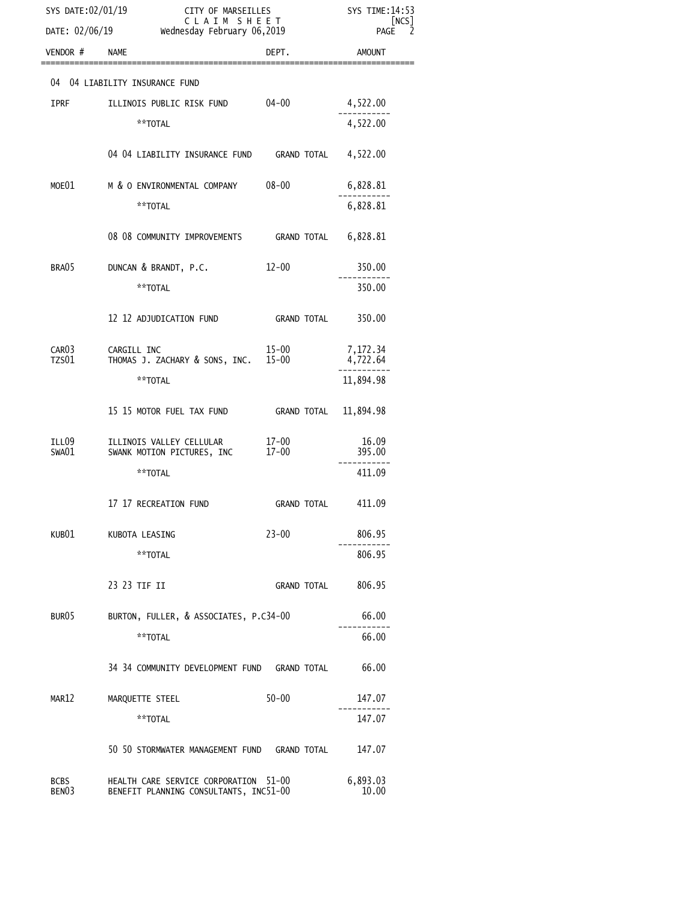SYS DATE:02/01/19 CITY OF MARSEILLES SYS TIME:14:53

C L A I M  S H E E T [NCS]

DATE: 02/06/19 Wednesday February 06,2019

| VENDOR # | NAME | DEPT. | AMOUNT |
|---|---|---|---|
| | 04 04 LIABILITY INSURANCE FUND | | |
| IPRF | ILLINOIS PUBLIC RISK FUND | 04-00 | 4,522.00 |
| | **TOTAL | | 4,522.00 |
| | 04 04 LIABILITY INSURANCE FUND | GRAND TOTAL | 4,522.00 |
| MOE01 | M & O ENVIRONMENTAL COMPANY | 08-00 | 6,828.81 |
| | **TOTAL | | 6,828.81 |
| | 08 08 COMMUNITY IMPROVEMENTS | GRAND TOTAL | 6,828.81 |
| BRA05 | DUNCAN & BRANDT, P.C. | 12-00 | 350.00 |
| | **TOTAL | | 350.00 |
| | 12 12 ADJUDICATION FUND | GRAND TOTAL | 350.00 |
| CAR03 | CARGILL INC | 15-00 | 7,172.34 |
| TZS01 | THOMAS J. ZACHARY & SONS, INC. | 15-00 | 4,722.64 |
| | **TOTAL | | 11,894.98 |
| | 15 15 MOTOR FUEL TAX FUND | GRAND TOTAL | 11,894.98 |
| ILL09 | ILLINOIS VALLEY CELLULAR | 17-00 | 16.09 |
| SWA01 | SWANK MOTION PICTURES, INC | 17-00 | 395.00 |
| | **TOTAL | | 411.09 |
| | 17 17 RECREATION FUND | GRAND TOTAL | 411.09 |
| KUB01 | KUBOTA LEASING | 23-00 | 806.95 |
| | **TOTAL | | 806.95 |
| | 23 23 TIF II | GRAND TOTAL | 806.95 |
| BUR05 | BURTON, FULLER, & ASSOCIATES, P.C | 34-00 | 66.00 |
| | **TOTAL | | 66.00 |
| | 34 34 COMMUNITY DEVELOPMENT FUND | GRAND TOTAL | 66.00 |
| MAR12 | MARQUETTE STEEL | 50-00 | 147.07 |
| | **TOTAL | | 147.07 |
| | 50 50 STORMWATER MANAGEMENT FUND | GRAND TOTAL | 147.07 |
| BCBS | HEALTH CARE SERVICE CORPORATION | 51-00 | 6,893.03 |
| BEN03 | BENEFIT PLANNING CONSULTANTS, INC | 51-00 | 10.00 |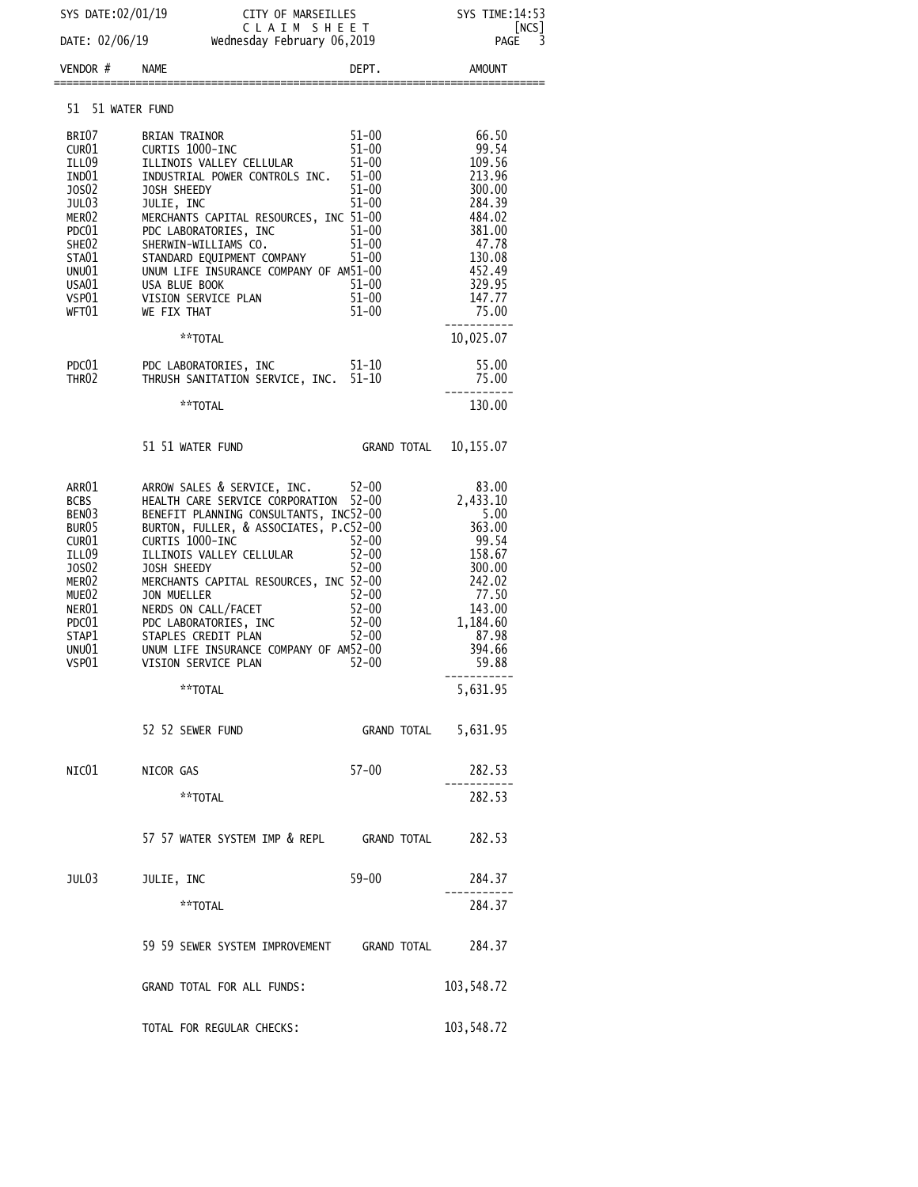SYS DATE:02/01/19 CITY OF MARSEILLES SYS TIME:14:53

C L A I M  S H E E T [NCS]

DATE: 02/06/19 Wednesday February 06,2019

| VENDOR # | NAME | DEPT. | AMOUNT |
|---|---|---|---|
| 51 51 WATER FUND | | | |
| BRI07 | BRIAN TRAINOR | 51-00 | 66.50 |
| CUR01 | CURTIS 1000-INC | 51-00 | 99.54 |
| ILL09 | ILLINOIS VALLEY CELLULAR | 51-00 | 109.56 |
| IND01 | INDUSTRIAL POWER CONTROLS INC. | 51-00 | 213.96 |
| JOS02 | JOSH SHEEDY | 51-00 | 300.00 |
| JUL03 | JULIE, INC | 51-00 | 284.39 |
| MER02 | MERCHANTS CAPITAL RESOURCES, INC | 51-00 | 484.02 |
| PDC01 | PDC LABORATORIES, INC | 51-00 | 381.00 |
| SHE02 | SHERWIN-WILLIAMS CO. | 51-00 | 47.78 |
| STA01 | STANDARD EQUIPMENT COMPANY | 51-00 | 130.08 |
| UNU01 | UNUM LIFE INSURANCE COMPANY OF AM | 51-00 | 452.49 |
| USA01 | USA BLUE BOOK | 51-00 | 329.95 |
| VSP01 | VISION SERVICE PLAN | 51-00 | 147.77 |
| WFT01 | WE FIX THAT | 51-00 | 75.00 |
| | **TOTAL | | 10,025.07 |
| PDC01 | PDC LABORATORIES, INC | 51-10 | 55.00 |
| THR02 | THRUSH SANITATION SERVICE, INC. | 51-10 | 75.00 |
| | **TOTAL | | 130.00 |
| | 51 51 WATER FUND | GRAND TOTAL | 10,155.07 |
| ARR01 | ARROW SALES & SERVICE, INC. | 52-00 | 83.00 |
| BCBS | HEALTH CARE SERVICE CORPORATION | 52-00 | 2,433.10 |
| BEN03 | BENEFIT PLANNING CONSULTANTS, INC | 52-00 | 5.00 |
| BUR05 | BURTON, FULLER, & ASSOCIATES, P.C | 52-00 | 363.00 |
| CUR01 | CURTIS 1000-INC | 52-00 | 99.54 |
| ILL09 | ILLINOIS VALLEY CELLULAR | 52-00 | 158.67 |
| JOS02 | JOSH SHEEDY | 52-00 | 300.00 |
| MER02 | MERCHANTS CAPITAL RESOURCES, INC | 52-00 | 242.02 |
| MUE02 | JON MUELLER | 52-00 | 77.50 |
| NER01 | NERDS ON CALL/FACET | 52-00 | 143.00 |
| PDC01 | PDC LABORATORIES, INC | 52-00 | 1,184.60 |
| STAP1 | STAPLES CREDIT PLAN | 52-00 | 87.98 |
| UNU01 | UNUM LIFE INSURANCE COMPANY OF AM | 52-00 | 394.66 |
| VSP01 | VISION SERVICE PLAN | 52-00 | 59.88 |
| | **TOTAL | | 5,631.95 |
| | 52 52 SEWER FUND | GRAND TOTAL | 5,631.95 |
| NIC01 | NICOR GAS | 57-00 | 282.53 |
| | **TOTAL | | 282.53 |
| | 57 57 WATER SYSTEM IMP & REPL | GRAND TOTAL | 282.53 |
| JUL03 | JULIE, INC | 59-00 | 284.37 |
| | **TOTAL | | 284.37 |
| | 59 59 SEWER SYSTEM IMPROVEMENT | GRAND TOTAL | 284.37 |
| | GRAND TOTAL FOR ALL FUNDS: | | 103,548.72 |
| | TOTAL FOR REGULAR CHECKS: | | 103,548.72 |